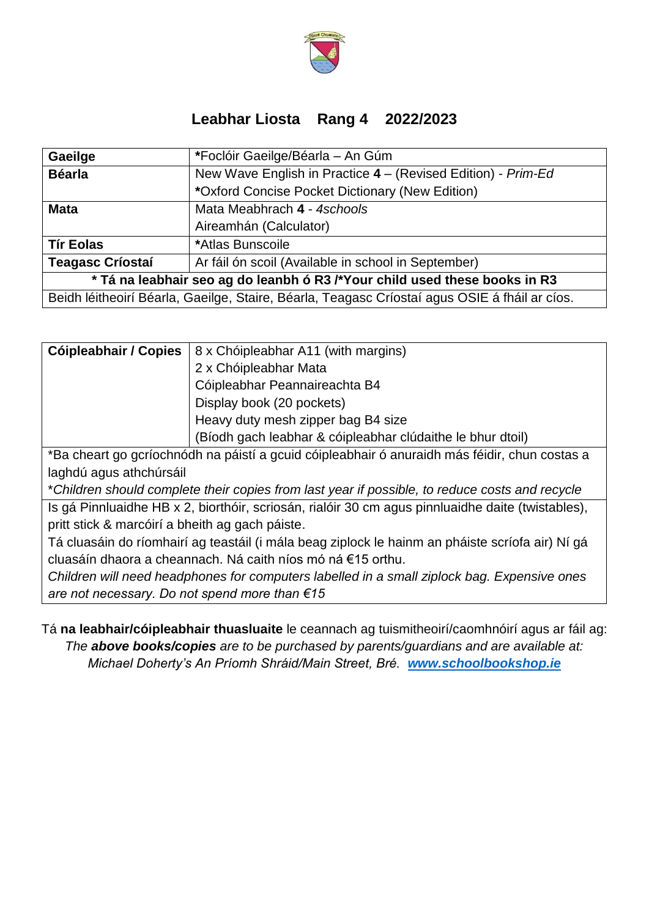# Leabhar Liosta  Rang 4  2022/2023

| Ábhar | Leabhair |
|---|---|
| **Gaeilge** | ***Foclóir Gaeilge/Béarla** – An Gúm |
| **Béarla** | New Wave English in Practice **4** – (Revised Edition) - *Prim-Ed* |
| | ***Oxford Concise Pocket Dictionary** (New Edition) |
| **Mata** | Mata Meabhrach **4** - *4schools* |
| | Aireamhán (Calculator) |
| **Tír Eolas** | ***Atlas Bunscoile** |
| **Teagasc Críostaí** | Ar fáil ón scoil (Available in school in September) |
| **\* Tá na leabhair seo ag do leanbh ó R3 /*Your child used these books in R3** | |
| Beidh léitheoirí Béarla, Gaeilge, Staire, Béarla, Teagasc Críostaí agus OSIE á fháil ar cíos. | |

| Cóipleabhair / Copies | |
|---|---|
| **Cóipleabhair / Copies** | 8 x Chóipleabhar A11 (with margins) |
| | 2 x Chóipleabhar Mata |
| | Cóipleabhar Peannaireachta B4 |
| | Display book (20 pockets) |
| | Heavy duty mesh zipper bag B4 size |
| | (Bíodh gach leabhar & cóipleabhar clúdaithe le bhur dtoil) |
| *Ba cheart go gcríochnódh na páistí a gcuid cóipleabhair ó anuraidh más féidir, chun costas a laghdú agus athchúrsáil<br>*\*Children should complete their copies from last year if possible, to reduce costs and recycle* | |
| Is gá Pinnluaidhe HB x 2, biorthóir, scriosán, rialóir 30 cm agus pinnluaidhe daite (twistables), pritt stick & marcóirí a bheith ag gach páiste.<br>Tá cluasáin do ríomhairí ag teastáil (i mála beag ziplock le hainm an pháiste scríofa air) Ní gá cluasáín dhaora a cheannach. Ná caith níos mó ná €15 orthu.<br>*Children will need headphones for computers labelled in a small ziplock bag. Expensive ones are not necessary. Do not spend more than €15* | |

Tá **na leabhair/cóipleabhair thuasluaite** le ceannach ag tuismitheoirí/caomhnóirí agus ar fáil ag:

*The **above books/copies** are to be purchased by parents/guardians and are available at:*

*Michael Doherty's An Príomh Shráid/Main Street, Bré.* ***www.schoolbookshop.ie***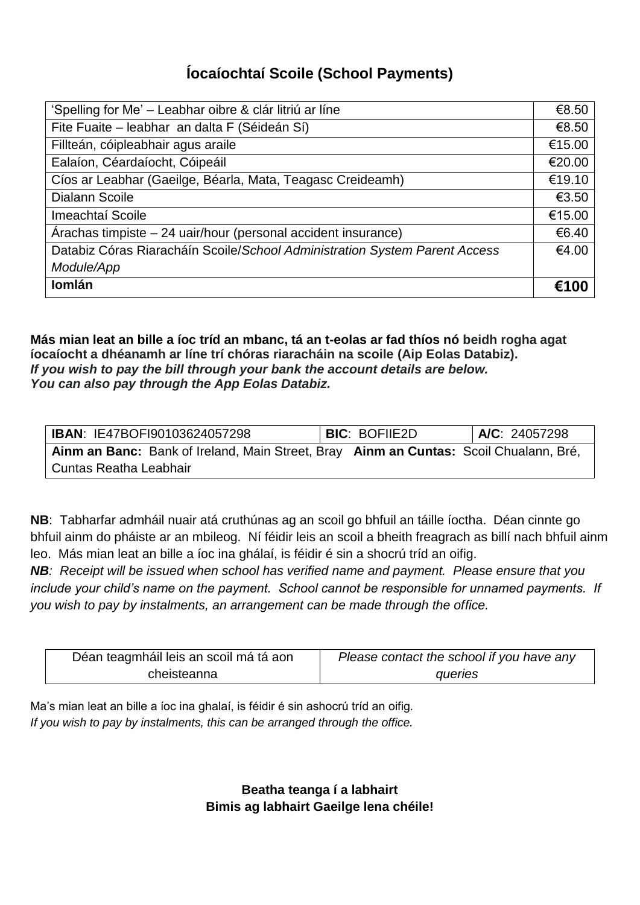## Íocaíochtaí Scoile (School Payments)

| | |
|---|---|
| 'Spelling for Me' – Leabhar oibre & clár litriú ar líne | €8.50 |
| Fite Fuaite – leabhar an dalta F (Séideán Sí) | €8.50 |
| Fillteán, cóipleabhair agus araile | €15.00 |
| Ealaíon, Céardaíocht, Cóipeáil | €20.00 |
| Cíos ar Leabhar (Gaeilge, Béarla, Mata, Teagasc Creideamh) | €19.10 |
| Dialann Scoile | €3.50 |
| Imeachtaí Scoile | €15.00 |
| Árachas timpiste – 24 uair/hour (personal accident insurance) | €6.40 |
| Databiz Córas Riaracháin Scoile/*School Administration System Parent Access Module/App* | €4.00 |
| **Iomlán** | **€100** |

**Más mian leat an bille a íoc tríd an mbanc, tá an t-eolas ar fad thíos nó beidh rogha agat íocaíocht a dhéanamh ar líne trí chóras riaracháin na scoile (Aip Eolas Databiz).**
***If you wish to pay the bill through your bank the account details are below.***
***You can also pay through the App Eolas Databiz.***

| | | |
|---|---|---|
| **IBAN**: IE47BOFI90103624057298 | **BIC**: BOFIIE2D | **A/C**: 24057298 |
| **Ainm an Banc:** Bank of Ireland, Main Street, Bray **Ainm an Cuntas:** Scoil Chualann, Bré, Cuntas Reatha Leabhair | | |

**NB**: Tabharfar admháil nuair atá cruthúnas ag an scoil go bhfuil an táille íoctha. Déan cinnte go bhfuil ainm do pháiste ar an mbileog. Ní féidir leis an scoil a bheith freagrach as billí nach bhfuil ainm leo. Más mian leat an bille a íoc ina ghálaí, is féidir é sin a shocrú tríd an oifig.
***NB**: Receipt will be issued when school has verified name and payment. Please ensure that you include your child's name on the payment. School cannot be responsible for unnamed payments. If you wish to pay by instalments, an arrangement can be made through the office.*

| | |
|---|---|
| Déan teagmháil leis an scoil má tá aon cheisteanna | *Please contact the school if you have any queries* |

Ma's mian leat an bille a íoc ina ghalaí, is féidir é sin ashocrú tríd an oifig.
*If you wish to pay by instalments, this can be arranged through the office.*

**Beatha teanga í a labhairt**
**Bimis ag labhairt Gaeilge lena chéile!**